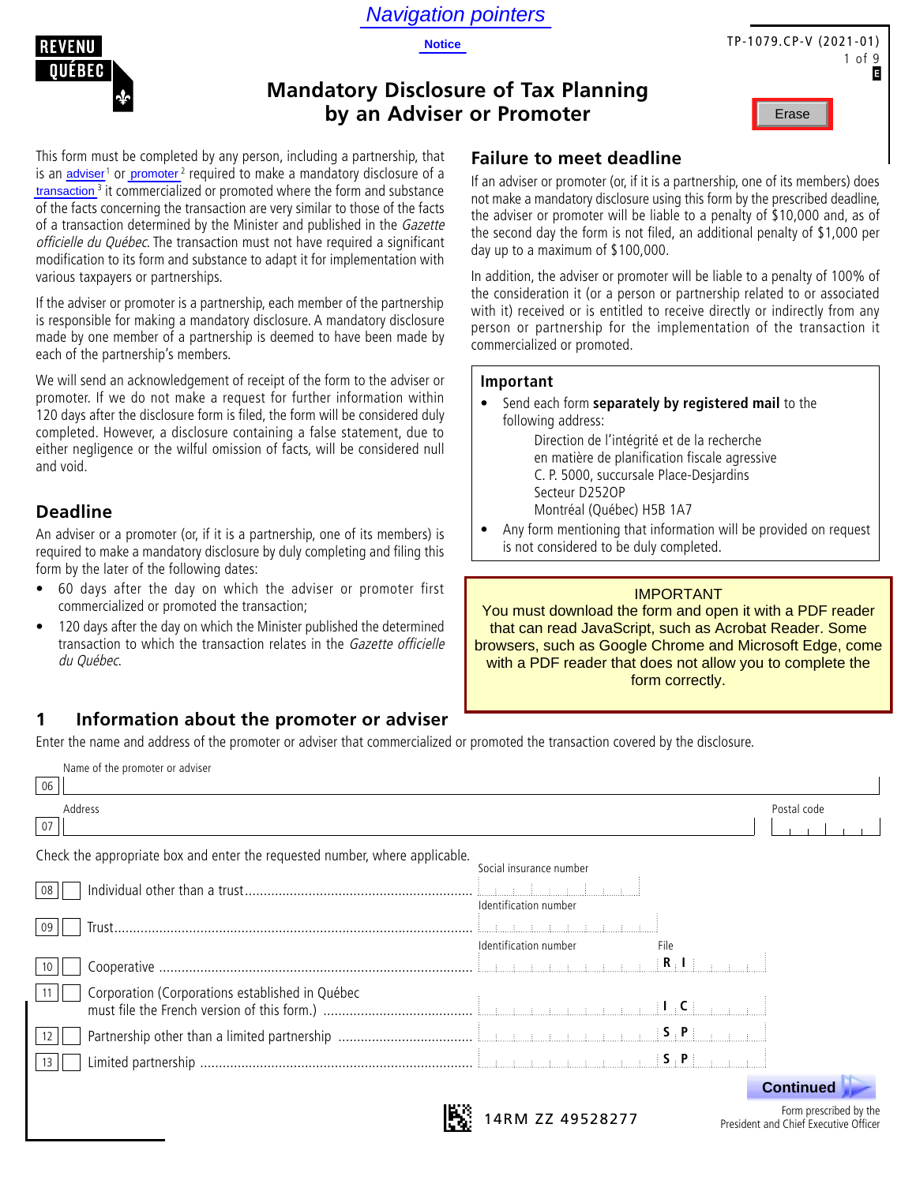Navigation pointers

Notice

REVENU QUÉBEC

TP-1079.CP-V (2021-01)

# Mandatory Disclosure of Tax Planning by an Adviser or Promoter

Erase

This form must be completed by any person, including a partnership, that is an adviser[1] or promoter[2] required to make a mandatory disclosure of a transaction[3] it commercialized or promoted where the form and substance of the facts concerning the transaction are very similar to those of the facts of a transaction determined by the Minister and published in the *Gazette officielle du Québec*. The transaction must not have required a significant modification to its form and substance to adapt it for implementation with various taxpayers or partnerships.

If the adviser or promoter is a partnership, each member of the partnership is responsible for making a mandatory disclosure. A mandatory disclosure made by one member of a partnership is deemed to have been made by each of the partnership's members.

We will send an acknowledgement of receipt of the form to the adviser or promoter. If we do not make a request for further information within 120 days after the disclosure form is filed, the form will be considered duly completed. However, a disclosure containing a false statement, due to either negligence or the wilful omission of facts, will be considered null and void.

## Deadline

An adviser or a promoter (or, if it is a partnership, one of its members) is required to make a mandatory disclosure by duly completing and filing this form by the later of the following dates:

- 60 days after the day on which the adviser or promoter first commercialized or promoted the transaction;
- 120 days after the day on which the Minister published the determined transaction to which the transaction relates in the *Gazette officielle du Québec*.

## Failure to meet deadline

If an adviser or promoter (or, if it is a partnership, one of its members) does not make a mandatory disclosure using this form by the prescribed deadline, the adviser or promoter will be liable to a penalty of $10,000 and, as of the second day the form is not filed, an additional penalty of $1,000 per day up to a maximum of $100,000.

In addition, the adviser or promoter will be liable to a penalty of 100% of the consideration it (or a person or partnership related to or associated with it) received or is entitled to receive directly or indirectly from any person or partnership for the implementation of the transaction it commercialized or promoted.

### Important

- Send each form **separately by registered mail** to the following address:

  Direction de l'intégrité et de la recherche
  en matière de planification fiscale agressive
  C. P. 5000, succursale Place-Desjardins
  Secteur D252OP
  Montréal (Québec) H5B 1A7

- Any form mentioning that information will be provided on request is not considered to be duly completed.

**IMPORTANT**
You must download the form and open it with a PDF reader that can read JavaScript, such as Acrobat Reader. Some browsers, such as Google Chrome and Microsoft Edge, come with a PDF reader that does not allow you to complete the form correctly.

## 1 Information about the promoter or adviser

Enter the name and address of the promoter or adviser that commercialized or promoted the transaction covered by the disclosure.

06 Name of the promoter or adviser

07 Address | Postal code

Check the appropriate box and enter the requested number, where applicable.

| | | | Number | File |
|---|---|---|---|---|
| 08 | ☐ | Individual other than a trust | Social insurance number | |
| 09 | ☐ | Trust | Identification number | |
| 10 | ☐ | Cooperative | Identification number | R I |
| 11 | ☐ | Corporation (Corporations established in Québec must file the French version of this form.) | | I C |
| 12 | ☐ | Partnership other than a limited partnership | | S P |
| 13 | ☐ | Limited partnership | | S P |

Continued

14RM ZZ 49528277

Form prescribed by the President and Chief Executive Officer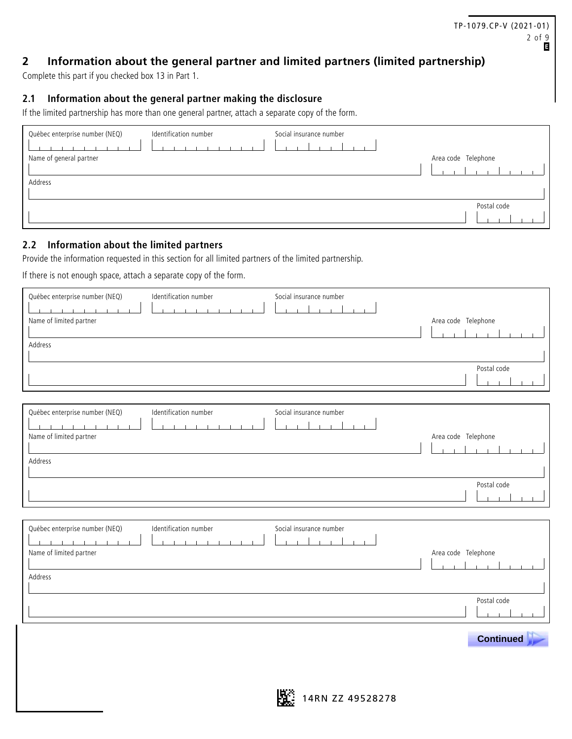## 2 Information about the general partner and limited partners (limited partnership)

Complete this part if you checked box 13 in Part 1.

### 2.1 Information about the general partner making the disclosure

If the limited partnership has more than one general partner, attach a separate copy of the form.

Québec enterprise number (NEQ)

Identification number

Social insurance number

Name of general partner

Area code Telephone

Address

Postal code

### 2.2 Information about the limited partners

Provide the information requested in this section for all limited partners of the limited partnership.

If there is not enough space, attach a separate copy of the form.

Québec enterprise number (NEQ)

Identification number

Social insurance number

Name of limited partner

Area code Telephone

Address

Postal code

Québec enterprise number (NEQ)

Identification number

Social insurance number

Name of limited partner

Area code Telephone

Address

Postal code

Québec enterprise number (NEQ)

Identification number

Social insurance number

Name of limited partner

Area code Telephone

Address

Postal code

Continued

14RN ZZ 49528278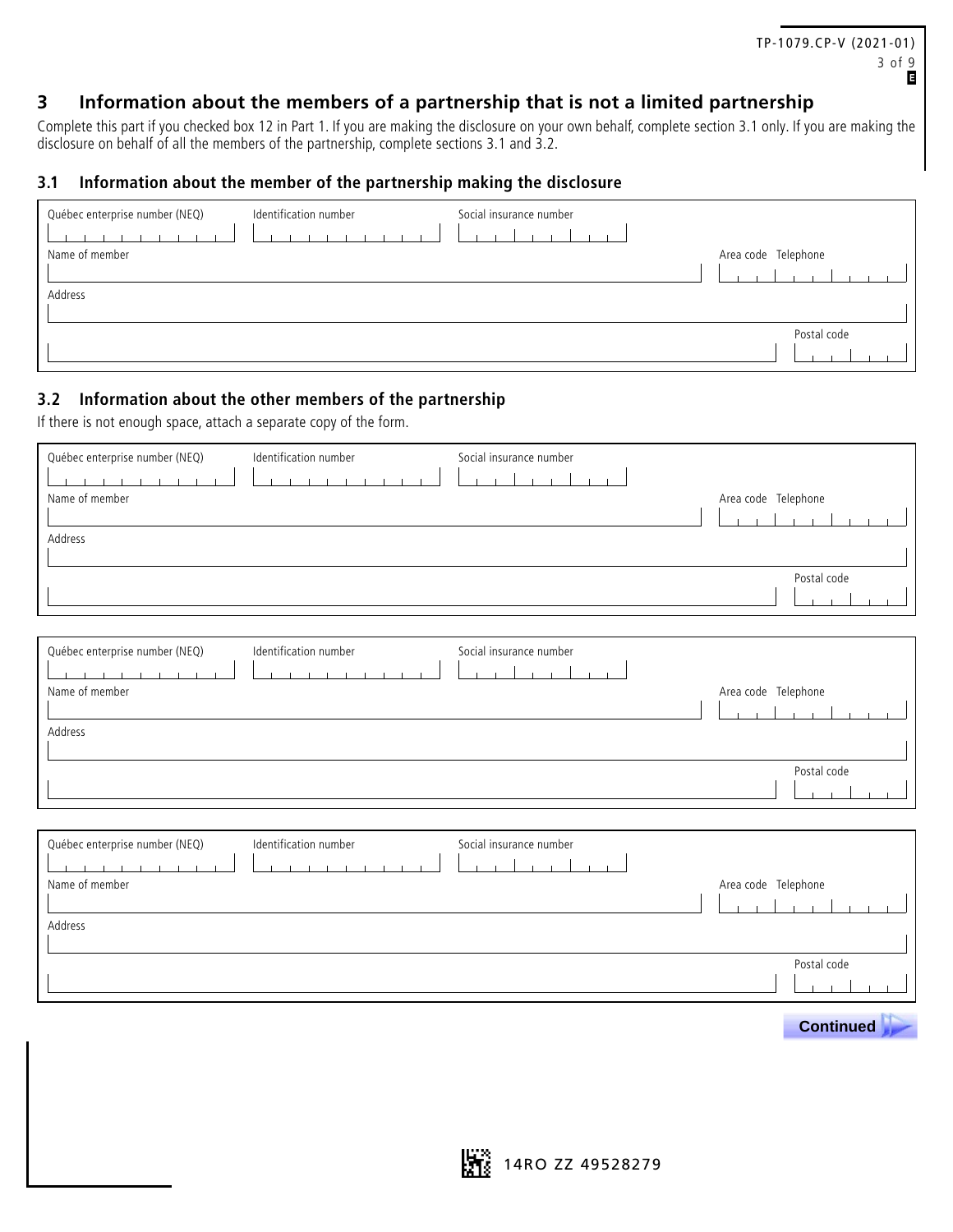## 3 Information about the members of a partnership that is not a limited partnership

Complete this part if you checked box 12 in Part 1. If you are making the disclosure on your own behalf, complete section 3.1 only. If you are making the disclosure on behalf of all the members of the partnership, complete sections 3.1 and 3.2.

### 3.1 Information about the member of the partnership making the disclosure

Québec enterprise number (NEQ)

Identification number

Social insurance number

Name of member

Area code Telephone

Address

Postal code

### 3.2 Information about the other members of the partnership

If there is not enough space, attach a separate copy of the form.

Québec enterprise number (NEQ)

Identification number

Social insurance number

Name of member

Area code Telephone

Address

Postal code

Québec enterprise number (NEQ)

Identification number

Social insurance number

Name of member

Area code Telephone

Address

Postal code

Québec enterprise number (NEQ)

Identification number

Social insurance number

Name of member

Area code Telephone

Address

Postal code

Continued

14RO ZZ 49528279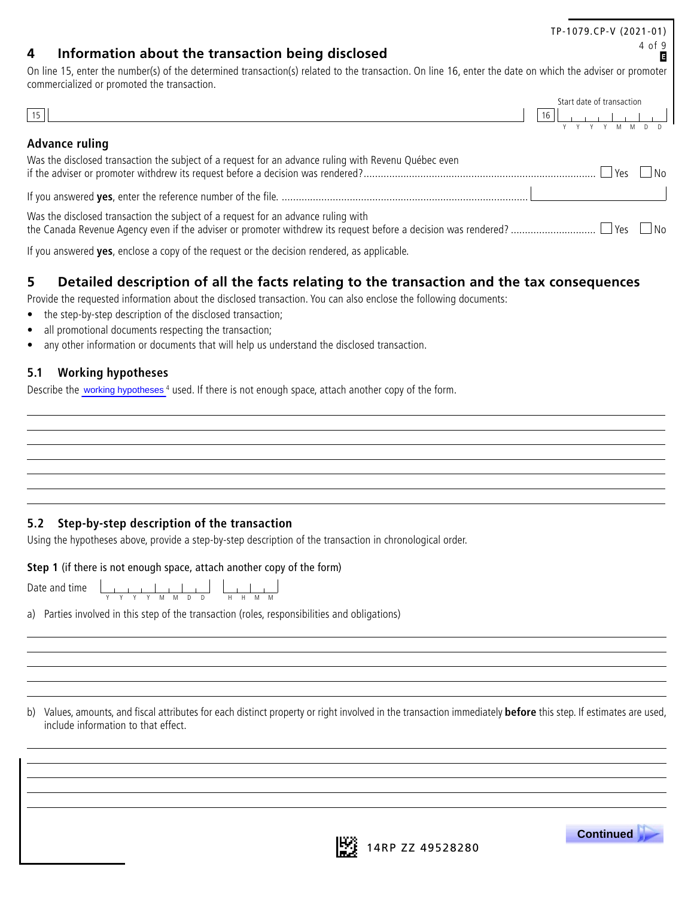## 4 Information about the transaction being disclosed

On line 15, enter the number(s) of the determined transaction(s) related to the transaction. On line 16, enter the date on which the adviser or promoter commercialized or promoted the transaction.

15 ______________________________ 16 Start date of transaction: Y Y Y Y M M D D

### Advance ruling

Was the disclosed transaction the subject of a request for an advance ruling with Revenu Québec even if the adviser or promoter withdrew its request before a decision was rendered? .......... ☐ Yes ☐ No

If you answered **yes**, enter the reference number of the file. .......... ______________

Was the disclosed transaction the subject of a request for an advance ruling with the Canada Revenue Agency even if the adviser or promoter withdrew its request before a decision was rendered? .......... ☐ Yes ☐ No

If you answered **yes**, enclose a copy of the request or the decision rendered, as applicable.

## 5 Detailed description of all the facts relating to the transaction and the tax consequences

Provide the requested information about the disclosed transaction. You can also enclose the following documents:

- the step-by-step description of the disclosed transaction;
- all promotional documents respecting the transaction;
- any other information or documents that will help us understand the disclosed transaction.

### 5.1 Working hypotheses

Describe the working hypotheses [4] used. If there is not enough space, attach another copy of the form.

### 5.2 Step-by-step description of the transaction

Using the hypotheses above, provide a step-by-step description of the transaction in chronological order.

**Step 1** (if there is not enough space, attach another copy of the form)

Date and time: Y Y Y Y M M D D  H H M M

a) Parties involved in this step of the transaction (roles, responsibilities and obligations)

b) Values, amounts, and fiscal attributes for each distinct property or right involved in the transaction immediately **before** this step. If estimates are used, include information to that effect.

Continued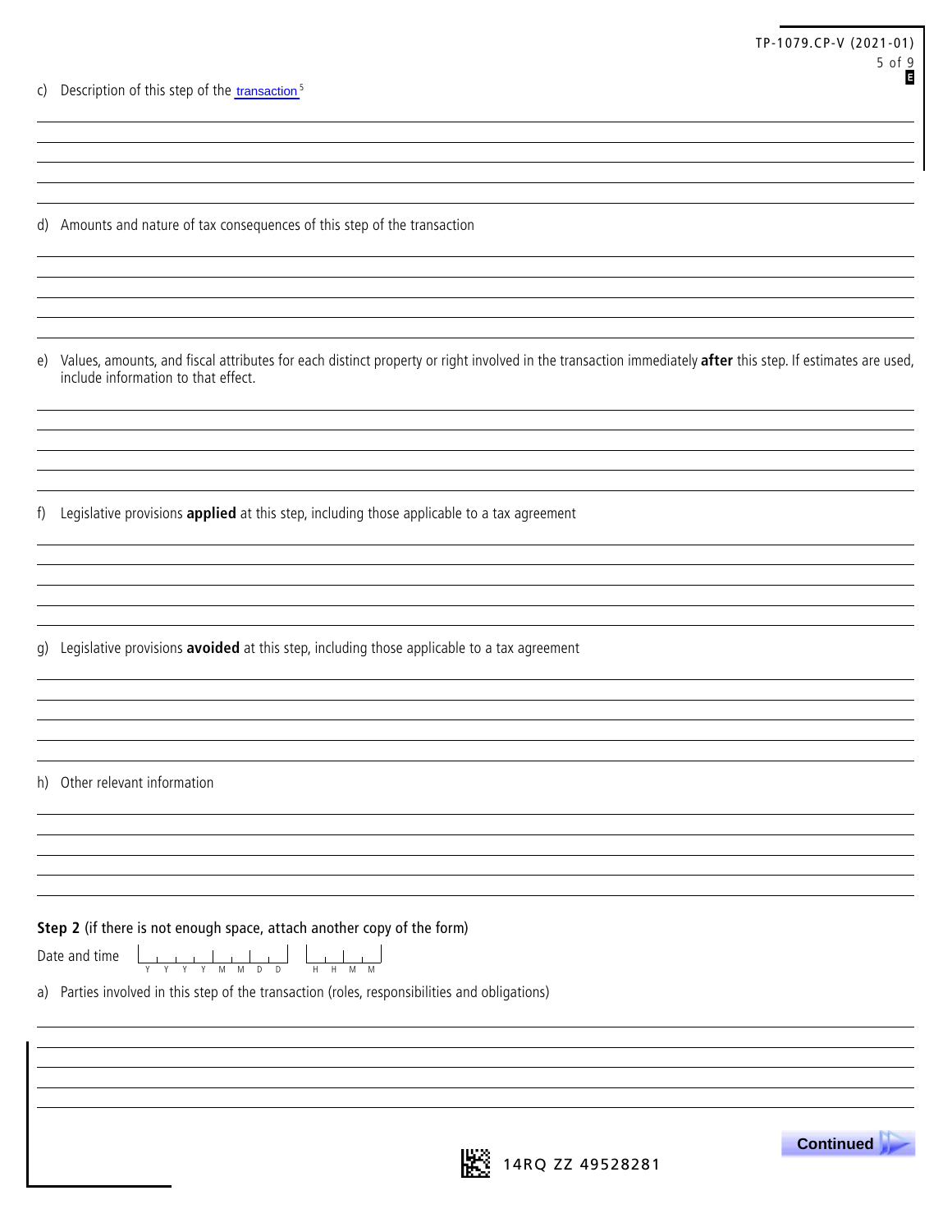c) Description of this step of the transaction[5]

d) Amounts and nature of tax consequences of this step of the transaction

e) Values, amounts, and fiscal attributes for each distinct property or right involved in the transaction immediately **after** this step. If estimates are used, include information to that effect.

f) Legislative provisions **applied** at this step, including those applicable to a tax agreement

g) Legislative provisions **avoided** at this step, including those applicable to a tax agreement

h) Other relevant information

**Step 2** (if there is not enough space, attach another copy of the form)

Date and time Y Y Y Y M M D D H H M M

a) Parties involved in this step of the transaction (roles, responsibilities and obligations)

14RQ ZZ 49528281

Continued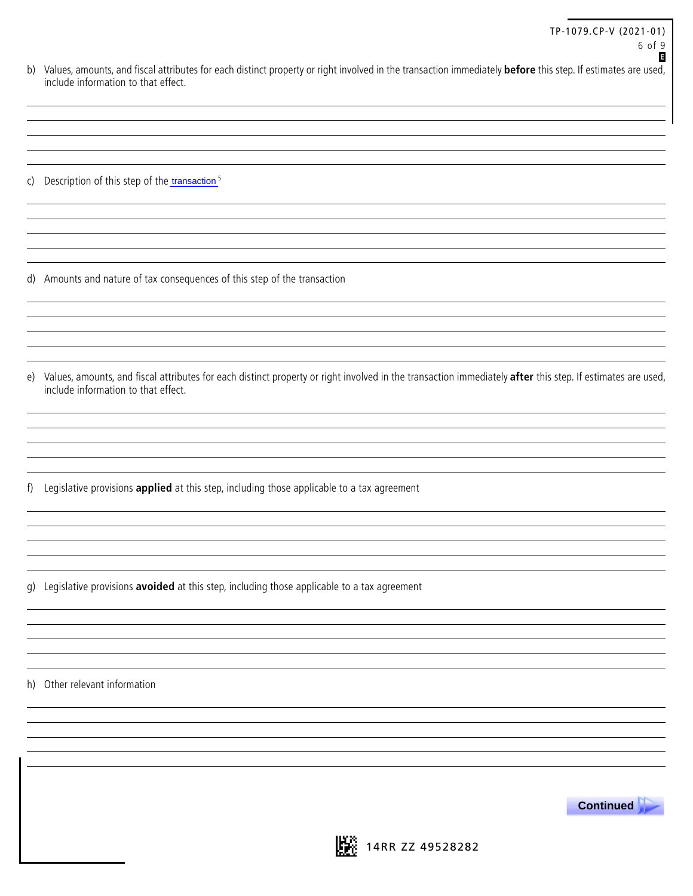b) Values, amounts, and fiscal attributes for each distinct property or right involved in the transaction immediately **before** this step. If estimates are used, include information to that effect.

c) Description of this step of the transaction[5]

d) Amounts and nature of tax consequences of this step of the transaction

e) Values, amounts, and fiscal attributes for each distinct property or right involved in the transaction immediately **after** this step. If estimates are used, include information to that effect.

f) Legislative provisions **applied** at this step, including those applicable to a tax agreement

g) Legislative provisions **avoided** at this step, including those applicable to a tax agreement

h) Other relevant information

Continued

14RR ZZ 49528282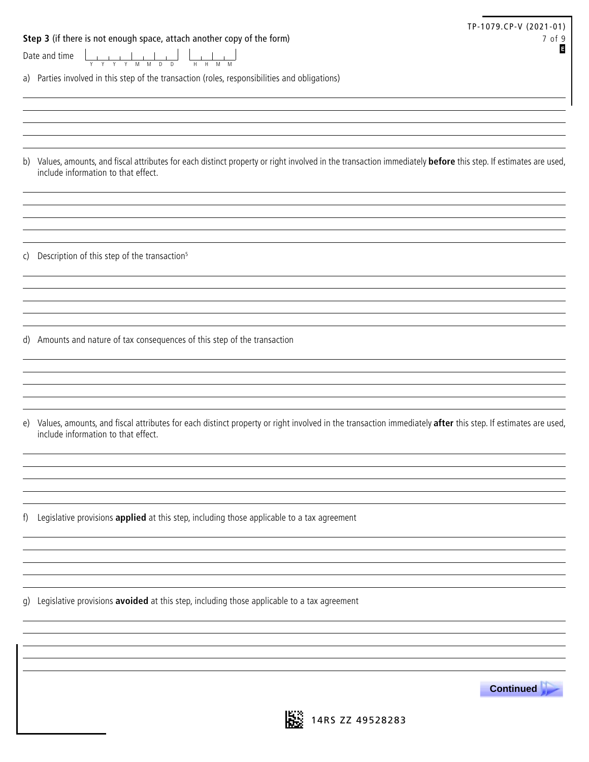**Step 3** (if there is not enough space, attach another copy of the form)

Date and time YYYYMMDD HHMM

a) Parties involved in this step of the transaction (roles, responsibilities and obligations)

b) Values, amounts, and fiscal attributes for each distinct property or right involved in the transaction immediately **before** this step. If estimates are used, include information to that effect.

c) Description of this step of the transaction[5]

d) Amounts and nature of tax consequences of this step of the transaction

e) Values, amounts, and fiscal attributes for each distinct property or right involved in the transaction immediately **after** this step. If estimates are used, include information to that effect.

f) Legislative provisions **applied** at this step, including those applicable to a tax agreement

g) Legislative provisions **avoided** at this step, including those applicable to a tax agreement

Continued

14RS ZZ 49528283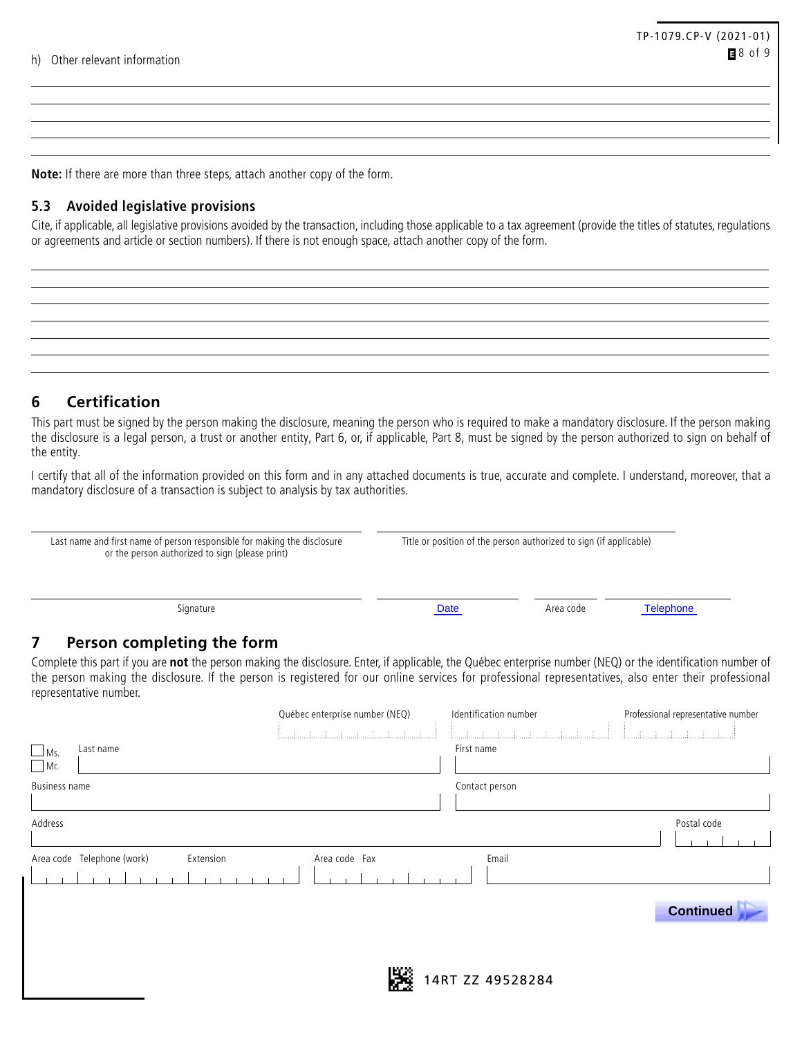h) Other relevant information

**Note:** If there are more than three steps, attach another copy of the form.

### 5.3 Avoided legislative provisions

Cite, if applicable, all legislative provisions avoided by the transaction, including those applicable to a tax agreement (provide the titles of statutes, regulations or agreements and article or section numbers). If there is not enough space, attach another copy of the form.

## 6 Certification

This part must be signed by the person making the disclosure, meaning the person who is required to make a mandatory disclosure. If the person making the disclosure is a legal person, a trust or another entity, Part 6, or, if applicable, Part 8, must be signed by the person authorized to sign on behalf of the entity.

I certify that all of the information provided on this form and in any attached documents is true, accurate and complete. I understand, moreover, that a mandatory disclosure of a transaction is subject to analysis by tax authorities.

Last name and first name of person responsible for making the disclosure or the person authorized to sign (please print)

Title or position of the person authorized to sign (if applicable)

Signature

Date

Area code

Telephone

## 7 Person completing the form

Complete this part if you are **not** the person making the disclosure. Enter, if applicable, the Québec enterprise number (NEQ) or the identification number of the person making the disclosure. If the person is registered for our online services for professional representatives, also enter their professional representative number.

Québec enterprise number (NEQ)

Identification number

Professional representative number

☐ Ms.
☐ Mr.

Last name

First name

Business name

Contact person

Address

Postal code

Area code Telephone (work)

Extension

Area code Fax

Email

Continued

14RT ZZ 49528284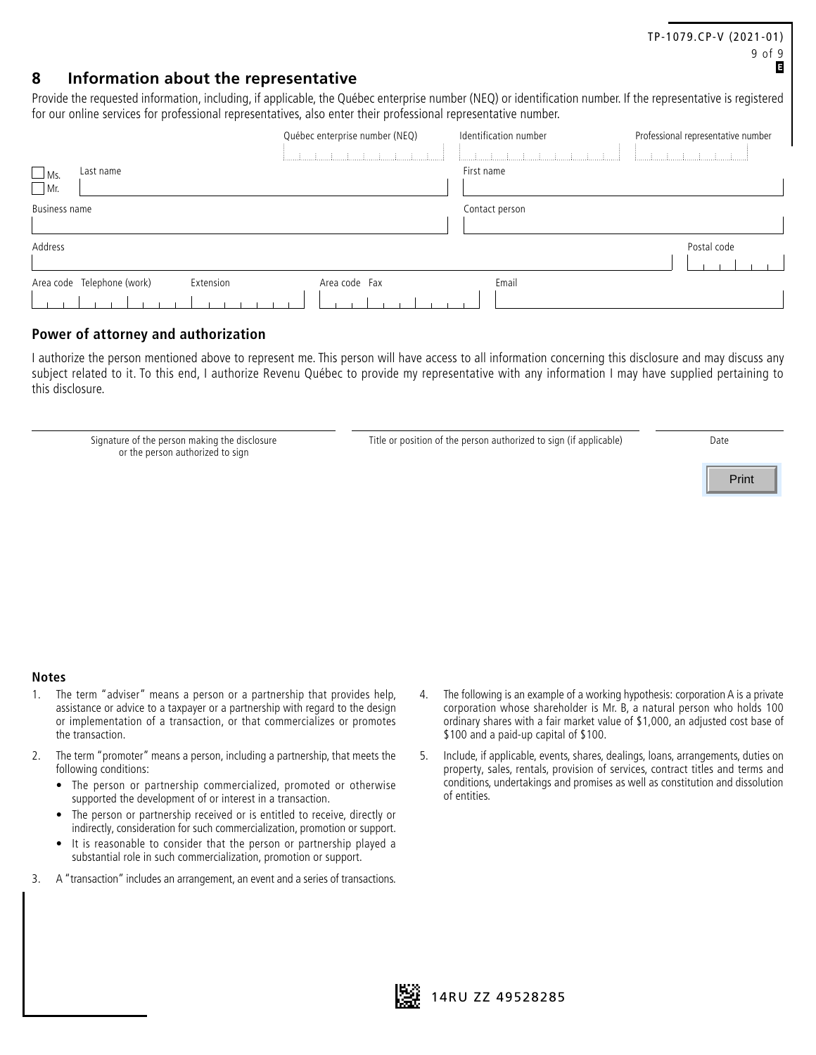## 8 Information about the representative

Provide the requested information, including, if applicable, the Québec enterprise number (NEQ) or identification number. If the representative is registered for our online services for professional representatives, also enter their professional representative number.

Québec enterprise number (NEQ)

Identification number

Professional representative number

☐ Ms.
☐ Mr.

Last name

First name

Business name

Contact person

Address

Postal code

Area code Telephone (work)

Extension

Area code Fax

Email

### Power of attorney and authorization

I authorize the person mentioned above to represent me. This person will have access to all information concerning this disclosure and may discuss any subject related to it. To this end, I authorize Revenu Québec to provide my representative with any information I may have supplied pertaining to this disclosure.

Signature of the person making the disclosure or the person authorized to sign

Title or position of the person authorized to sign (if applicable)

Date

Print

### Notes

1. The term "adviser" means a person or a partnership that provides help, assistance or advice to a taxpayer or a partnership with regard to the design or implementation of a transaction, or that commercializes or promotes the transaction.
2. The term "promoter" means a person, including a partnership, that meets the following conditions:
   - The person or partnership commercialized, promoted or otherwise supported the development of or interest in a transaction.
   - The person or partnership received or is entitled to receive, directly or indirectly, consideration for such commercialization, promotion or support.
   - It is reasonable to consider that the person or partnership played a substantial role in such commercialization, promotion or support.
3. A "transaction" includes an arrangement, an event and a series of transactions.
4. The following is an example of a working hypothesis: corporation A is a private corporation whose shareholder is Mr. B, a natural person who holds 100 ordinary shares with a fair market value of $1,000, an adjusted cost base of $100 and a paid-up capital of $100.
5. Include, if applicable, events, shares, dealings, loans, arrangements, duties on property, sales, rentals, provision of services, contract titles and terms and conditions, undertakings and promises as well as constitution and dissolution of entities.

14RU ZZ 49528285